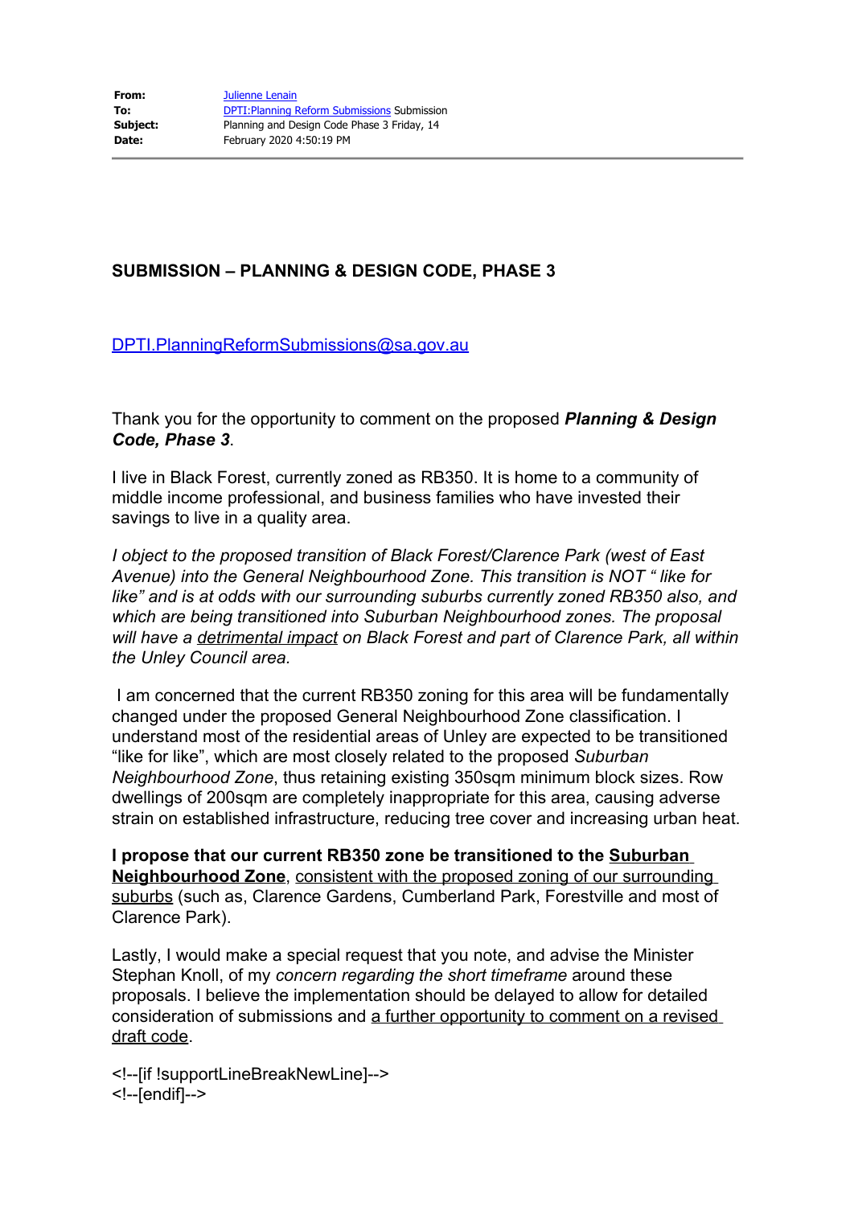| | |
|---|---|
| **From:** | Julienne Lenain |
| **To:** | DPTI:Planning Reform Submissions Submission |
| **Subject:** | Planning and Design Code Phase 3 Friday, 14 |
| **Date:** | February 2020 4:50:19 PM |

**SUBMISSION – PLANNING & DESIGN CODE, PHASE 3**

DPTI.PlanningReformSubmissions@sa.gov.au

Thank you for the opportunity to comment on the proposed ***Planning & Design Code, Phase 3***.

I live in Black Forest, currently zoned as RB350. It is home to a community of middle income professional, and business families who have invested their savings to live in a quality area.

*I object to the proposed transition of Black Forest/Clarence Park (west of East Avenue) into the General Neighbourhood Zone. This transition is NOT " like for like" and is at odds with our surrounding suburbs currently zoned RB350 also, and which are being transitioned into Suburban Neighbourhood zones. The proposal will have a detrimental impact on Black Forest and part of Clarence Park, all within the Unley Council area.*

I am concerned that the current RB350 zoning for this area will be fundamentally changed under the proposed General Neighbourhood Zone classification. I understand most of the residential areas of Unley are expected to be transitioned "like for like", which are most closely related to the proposed *Suburban Neighbourhood Zone*, thus retaining existing 350sqm minimum block sizes. Row dwellings of 200sqm are completely inappropriate for this area, causing adverse strain on established infrastructure, reducing tree cover and increasing urban heat.

**I propose that our current RB350 zone be transitioned to the Suburban Neighbourhood Zone**, consistent with the proposed zoning of our surrounding suburbs (such as, Clarence Gardens, Cumberland Park, Forestville and most of Clarence Park).

Lastly, I would make a special request that you note, and advise the Minister Stephan Knoll, of my *concern regarding the short timeframe* around these proposals. I believe the implementation should be delayed to allow for detailed consideration of submissions and a further opportunity to comment on a revised draft code.

<!--[if !supportLineBreakNewLine]-->
<!--[endif]-->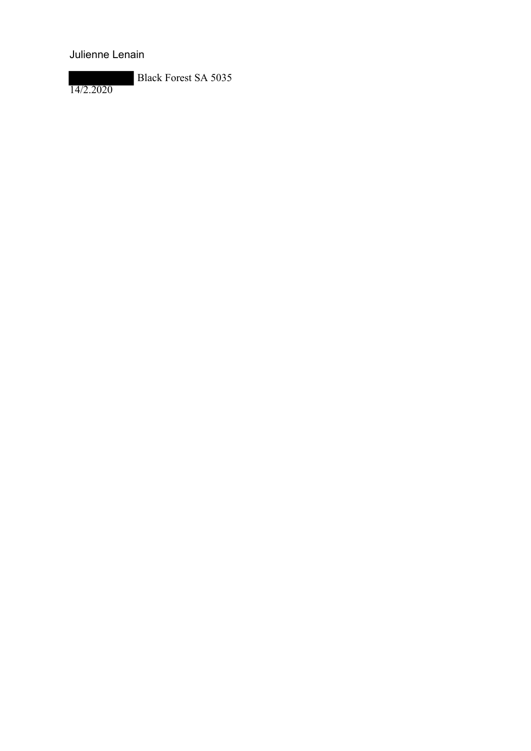Julienne Lenain

Black Forest SA 5035

14/2.2020